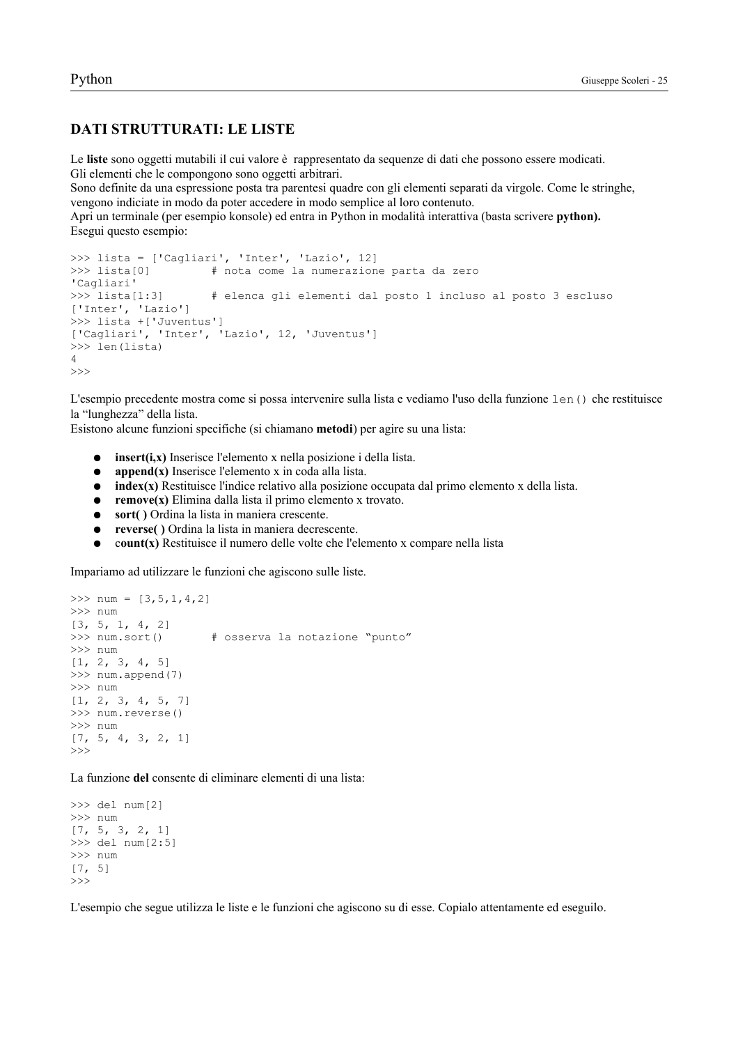## DATI STRUTTURATI: LE LISTE

Le **liste** sono oggetti mutabili il cui valore è rappresentato da sequenze di dati che possono essere modicati.
Gli elementi che le compongono sono oggetti arbitrari.
Sono definite da una espressione posta tra parentesi quadre con gli elementi separati da virgole. Come le stringhe, vengono indiciate in modo da poter accedere in modo semplice al loro contenuto.
Apri un terminale (per esempio konsole) ed entra in Python in modalità interattiva (basta scrivere **python).**
Esegui questo esempio:

```
>>> lista = ['Cagliari', 'Inter', 'Lazio', 12]
>>> lista[0]         # nota come la numerazione parta da zero
'Cagliari'
>>> lista[1:3]       # elenca gli elementi dal posto 1 incluso al posto 3 escluso
['Inter', 'Lazio']
>>> lista +['Juventus']
['Cagliari', 'Inter', 'Lazio', 12, 'Juventus']
>>> len(lista)
4
>>>
```

L'esempio precedente mostra come si possa intervenire sulla lista e vediamo l'uso della funzione `len()` che restituisce la "lunghezza" della lista.
Esistono alcune funzioni specifiche (si chiamano **metodi**) per agire su una lista:

- **insert(i,x)** Inserisce l'elemento x nella posizione i della lista.
- **append(x)** Inserisce l'elemento x in coda alla lista.
- **index(x)** Restituisce l'indice relativo alla posizione occupata dal primo elemento x della lista.
- **remove(x)** Elimina dalla lista il primo elemento x trovato.
- **sort( )** Ordina la lista in maniera crescente.
- **reverse( )** Ordina la lista in maniera decrescente.
- c**ount(x)** Restituisce il numero delle volte che l'elemento x compare nella lista

Impariamo ad utilizzare le funzioni che agiscono sulle liste.

```
>>> num = [3,5,1,4,2]
>>> num
[3, 5, 1, 4, 2]
>>> num.sort()       # osserva la notazione "punto"
>>> num
[1, 2, 3, 4, 5]
>>> num.append(7)
>>> num
[1, 2, 3, 4, 5, 7]
>>> num.reverse()
>>> num
[7, 5, 4, 3, 2, 1]
>>>
```

La funzione **del** consente di eliminare elementi di una lista:

```
>>> del num[2]
>>> num
[7, 5, 3, 2, 1]
>>> del num[2:5]
>>> num
[7, 5]
>>>
```

L'esempio che segue utilizza le liste e le funzioni che agiscono su di esse. Copialo attentamente ed eseguilo.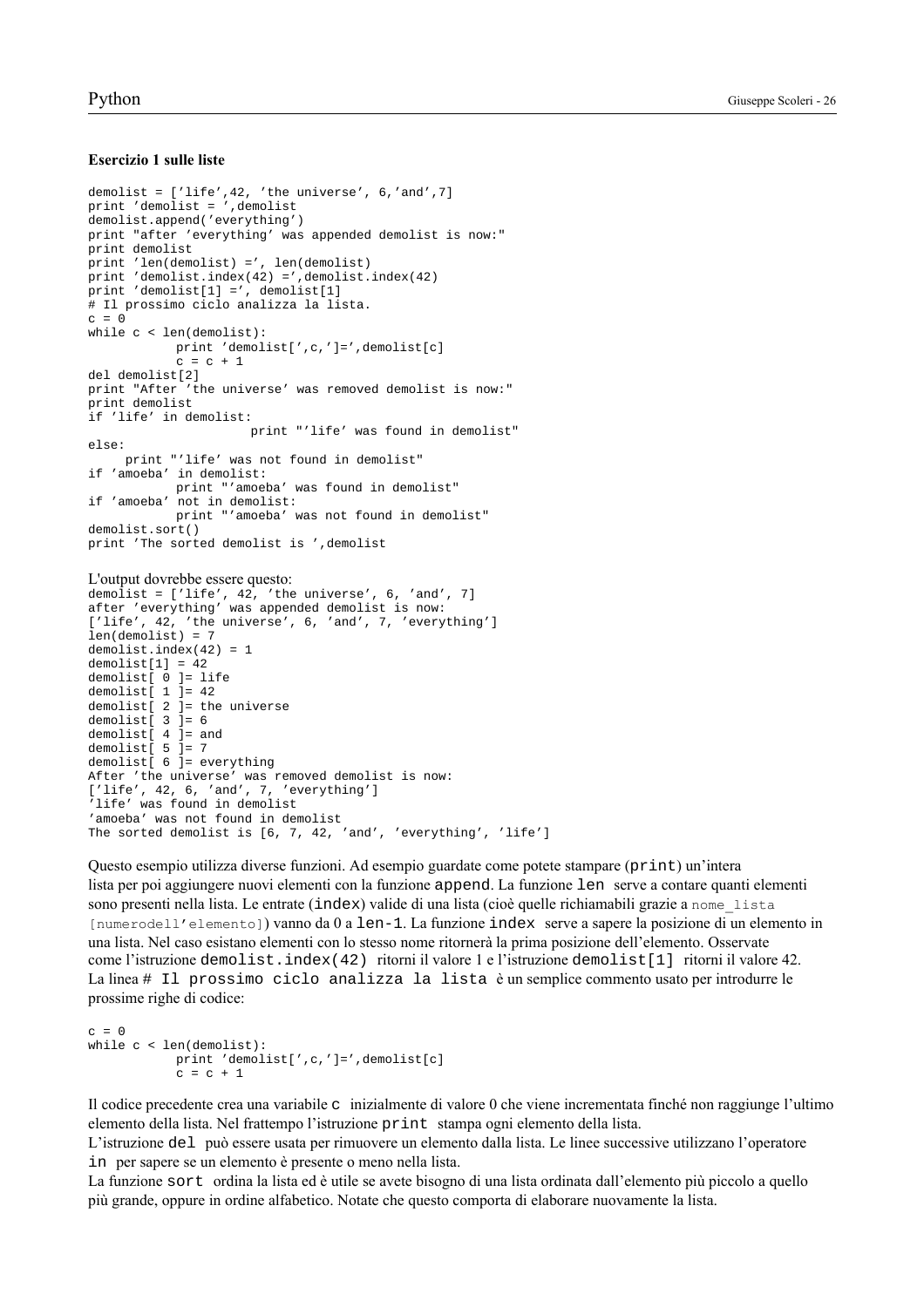**Esercizio 1 sulle liste**

```
demolist = ['life',42, 'the universe', 6,'and',7]
print 'demolist = ',demolist
demolist.append('everything')
print "after 'everything' was appended demolist is now:"
print demolist
print 'len(demolist) =', len(demolist)
print 'demolist.index(42) =',demolist.index(42)
print 'demolist[1] =', demolist[1]
# Il prossimo ciclo analizza la lista.
c = 0
while c < len(demolist):
           print 'demolist[',c,']=',demolist[c]
           c = c + 1
del demolist[2]
print "After 'the universe' was removed demolist is now:"
print demolist
if 'life' in demolist:
                      print "'life' was found in demolist"
else:
     print "'life' was not found in demolist"
if 'amoeba' in demolist:
           print "'amoeba' was found in demolist"
if 'amoeba' not in demolist:
           print "'amoeba' was not found in demolist"
demolist.sort()
print 'The sorted demolist is ',demolist
```

L'output dovrebbe essere questo:

```
demolist = ['life', 42, 'the universe', 6, 'and', 7]
after 'everything' was appended demolist is now:
['life', 42, 'the universe', 6, 'and', 7, 'everything']
len(demolist) = 7
demolist.index(42) = 1
demolist[1] = 42
demolist[ 0 ]= life
demolist[ 1 ]= 42
demolist[ 2 ]= the universe
demolist[ 3 ]= 6
demolist[ 4 ]= and
demolist[ 5 ]= 7
demolist[ 6 ]= everything
After 'the universe' was removed demolist is now:
['life', 42, 6, 'and', 7, 'everything']
'life' was found in demolist
'amoeba' was not found in demolist
The sorted demolist is [6, 7, 42, 'and', 'everything', 'life']
```

Questo esempio utilizza diverse funzioni. Ad esempio guardate come potete stampare (`print`) un'intera lista per poi aggiungere nuovi elementi con la funzione `append`. La funzione `len` serve a contare quanti elementi sono presenti nella lista. Le entrate (`index`) valide di una lista (cioè quelle richiamabili grazie a `nome_lista [numerodell'elemento]`) vanno da 0 a `len-1`. La funzione `index` serve a sapere la posizione di un elemento in una lista. Nel caso esistano elementi con lo stesso nome ritornerà la prima posizione dell'elemento. Osservate come l'istruzione `demolist.index(42)` ritorni il valore 1 e l'istruzione `demolist[1]` ritorni il valore 42. La linea `# Il prossimo ciclo analizza la lista` è un semplice commento usato per introdurre le prossime righe di codice:

```
c = 0
while c < len(demolist):
           print 'demolist[',c,']=',demolist[c]
           c = c + 1
```

Il codice precedente crea una variabile `c` inizialmente di valore 0 che viene incrementata finché non raggiunge l'ultimo elemento della lista. Nel frattempo l'istruzione `print` stampa ogni elemento della lista.
L'istruzione `del` può essere usata per rimuovere un elemento dalla lista. Le linee successive utilizzano l'operatore `in` per sapere se un elemento è presente o meno nella lista.
La funzione `sort` ordina la lista ed è utile se avete bisogno di una lista ordinata dall'elemento più piccolo a quello più grande, oppure in ordine alfabetico. Notate che questo comporta di elaborare nuovamente la lista.